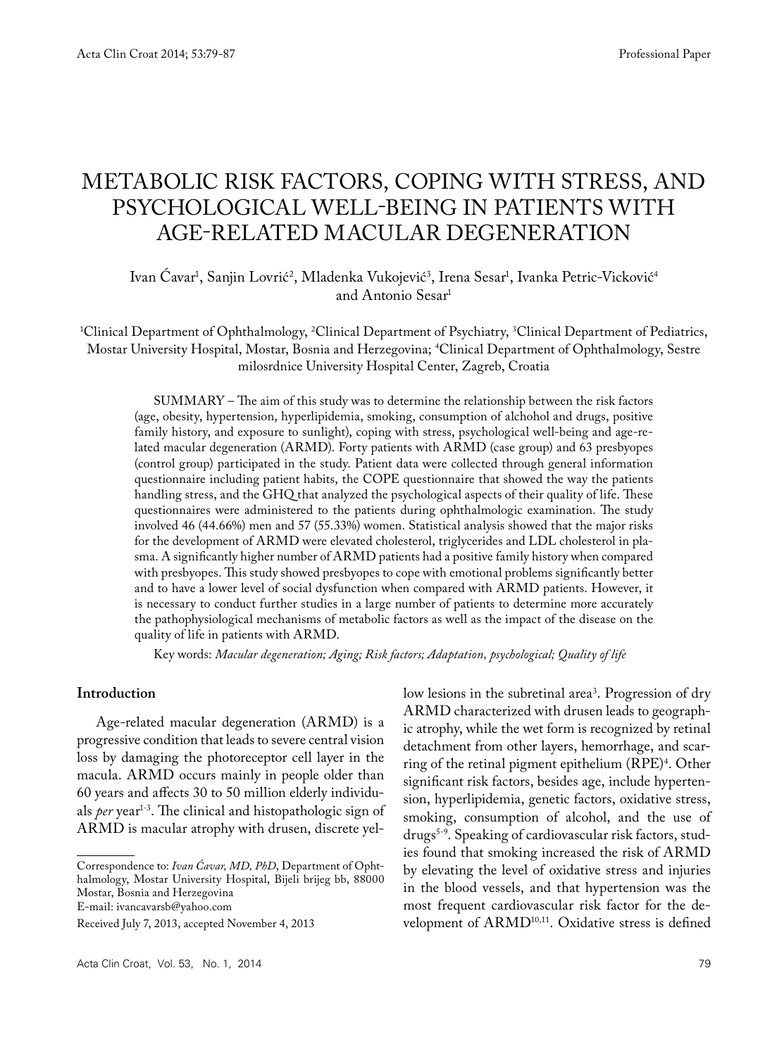Professional Paper

# METABOLIC RISK FACTORS, COPING WITH STRESS, AND PSYCHOLOGICAL WELL-BEING IN PATIENTS WITH AGE-RELATED MACULAR DEGENERATION

Ivan Ćavar[1], Sanjin Lovrić[2], Mladenka Vukojević[3], Irena Sesar[1], Ivanka Petric-Vicković[4] and Antonio Sesar[1]

[1]Clinical Department of Ophthalmology, [2]Clinical Department of Psychiatry, [3]Clinical Department of Pediatrics, Mostar University Hospital, Mostar, Bosnia and Herzegovina; [4]Clinical Department of Ophthalmology, Sestre milosrdnice University Hospital Center, Zagreb, Croatia

SUMMARY – The aim of this study was to determine the relationship between the risk factors (age, obesity, hypertension, hyperlipidemia, smoking, consumption of alchohol and drugs, positive family history, and exposure to sunlight), coping with stress, psychological well-being and age-related macular degeneration (ARMD). Forty patients with ARMD (case group) and 63 presbyopes (control group) participated in the study. Patient data were collected through general information questionnaire including patient habits, the COPE questionnaire that showed the way the patients handling stress, and the GHQ that analyzed the psychological aspects of their quality of life. These questionnaires were administered to the patients during ophthalmologic examination. The study involved 46 (44.66%) men and 57 (55.33%) women. Statistical analysis showed that the major risks for the development of ARMD were elevated cholesterol, triglycerides and LDL cholesterol in plasma. A significantly higher number of ARMD patients had a positive family history when compared with presbyopes. This study showed presbyopes to cope with emotional problems significantly better and to have a lower level of social dysfunction when compared with ARMD patients. However, it is necessary to conduct further studies in a large number of patients to determine more accurately the pathophysiological mechanisms of metabolic factors as well as the impact of the disease on the quality of life in patients with ARMD.

Key words: *Macular degeneration; Aging; Risk factors; Adaptation, psychological; Quality of life*

## Introduction

Age-related macular degeneration (ARMD) is a progressive condition that leads to severe central vision loss by damaging the photoreceptor cell layer in the macula. ARMD occurs mainly in people older than 60 years and affects 30 to 50 million elderly individuals *per* year[1-3]. The clinical and histopathologic sign of ARMD is macular atrophy with drusen, discrete yellow lesions in the subretinal area[3]. Progression of dry ARMD characterized with drusen leads to geographic atrophy, while the wet form is recognized by retinal detachment from other layers, hemorrhage, and scarring of the retinal pigment epithelium (RPE)[4]. Other significant risk factors, besides age, include hypertension, hyperlipidemia, genetic factors, oxidative stress, smoking, consumption of alcohol, and the use of drugs[5-9]. Speaking of cardiovascular risk factors, studies found that smoking increased the risk of ARMD by elevating the level of oxidative stress and injuries in the blood vessels, and that hypertension was the most frequent cardiovascular risk factor for the development of ARMD[10,11]. Oxidative stress is defined

Correspondence to: *Ivan Ćavar, MD, PhD*, Department of Ophthalmology, Mostar University Hospital, Bijeli brijeg bb, 88000 Mostar, Bosnia and Herzegovina
E-mail: ivancavarsb@yahoo.com

Received July 7, 2013, accepted November 4, 2013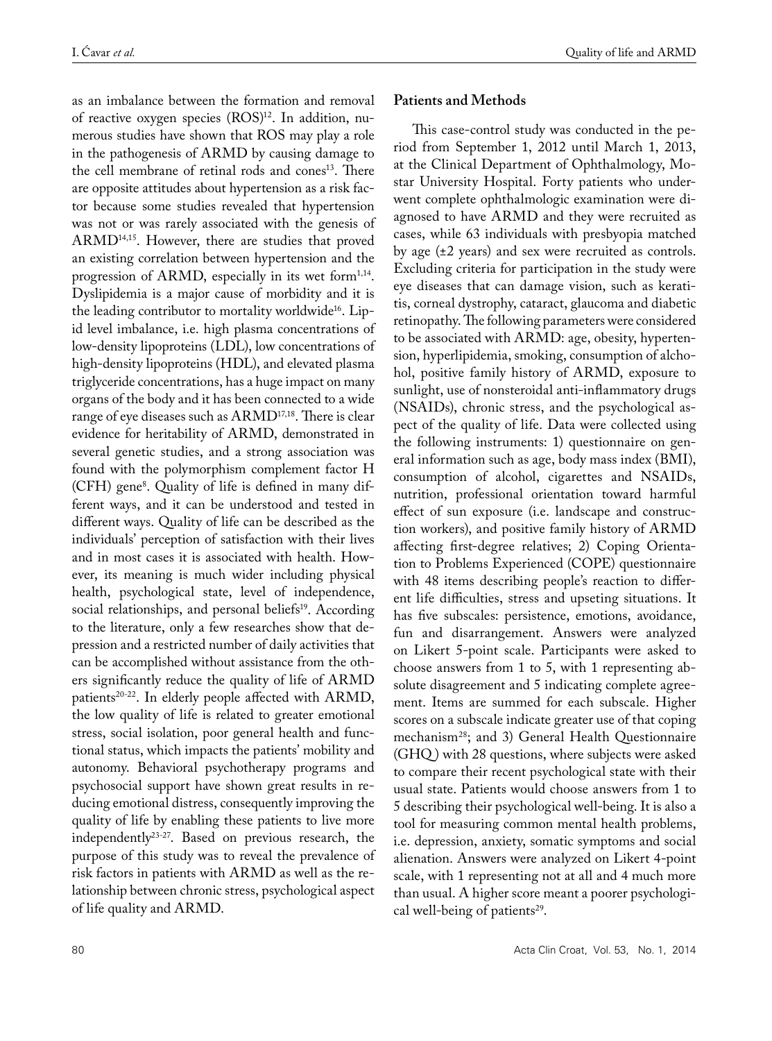as an imbalance between the formation and removal of reactive oxygen species (ROS)[12]. In addition, numerous studies have shown that ROS may play a role in the pathogenesis of ARMD by causing damage to the cell membrane of retinal rods and cones[13]. There are opposite attitudes about hypertension as a risk factor because some studies revealed that hypertension was not or was rarely associated with the genesis of ARMD[14,15]. However, there are studies that proved an existing correlation between hypertension and the progression of ARMD, especially in its wet form[1,14]. Dyslipidemia is a major cause of morbidity and it is the leading contributor to mortality worldwide[16]. Lipid level imbalance, i.e. high plasma concentrations of low-density lipoproteins (LDL), low concentrations of high-density lipoproteins (HDL), and elevated plasma triglyceride concentrations, has a huge impact on many organs of the body and it has been connected to a wide range of eye diseases such as ARMD[17,18]. There is clear evidence for heritability of ARMD, demonstrated in several genetic studies, and a strong association was found with the polymorphism complement factor H (CFH) gene[8]. Quality of life is defined in many different ways, and it can be understood and tested in different ways. Quality of life can be described as the individuals' perception of satisfaction with their lives and in most cases it is associated with health. However, its meaning is much wider including physical health, psychological state, level of independence, social relationships, and personal beliefs[19]. According to the literature, only a few researches show that depression and a restricted number of daily activities that can be accomplished without assistance from the others significantly reduce the quality of life of ARMD patients[20-22]. In elderly people affected with ARMD, the low quality of life is related to greater emotional stress, social isolation, poor general health and functional status, which impacts the patients' mobility and autonomy. Behavioral psychotherapy programs and psychosocial support have shown great results in reducing emotional distress, consequently improving the quality of life by enabling these patients to live more independently[23-27]. Based on previous research, the purpose of this study was to reveal the prevalence of risk factors in patients with ARMD as well as the relationship between chronic stress, psychological aspect of life quality and ARMD.

## Patients and Methods

This case-control study was conducted in the period from September 1, 2012 until March 1, 2013, at the Clinical Department of Ophthalmology, Mostar University Hospital. Forty patients who underwent complete ophthalmologic examination were diagnosed to have ARMD and they were recruited as cases, while 63 individuals with presbyopia matched by age (±2 years) and sex were recruited as controls. Excluding criteria for participation in the study were eye diseases that can damage vision, such as keratitis, corneal dystrophy, cataract, glaucoma and diabetic retinopathy. The following parameters were considered to be associated with ARMD: age, obesity, hypertension, hyperlipidemia, smoking, consumption of alchohol, positive family history of ARMD, exposure to sunlight, use of nonsteroidal anti-inflammatory drugs (NSAIDs), chronic stress, and the psychological aspect of the quality of life. Data were collected using the following instruments: 1) questionnaire on general information such as age, body mass index (BMI), consumption of alcohol, cigarettes and NSAIDs, nutrition, professional orientation toward harmful effect of sun exposure (i.e. landscape and construction workers), and positive family history of ARMD affecting first-degree relatives; 2) Coping Orientation to Problems Experienced (COPE) questionnaire with 48 items describing people's reaction to different life difficulties, stress and upseting situations. It has five subscales: persistence, emotions, avoidance, fun and disarrangement. Answers were analyzed on Likert 5-point scale. Participants were asked to choose answers from 1 to 5, with 1 representing absolute disagreement and 5 indicating complete agreement. Items are summed for each subscale. Higher scores on a subscale indicate greater use of that coping mechanism[28]; and 3) General Health Questionnaire (GHQ) with 28 questions, where subjects were asked to compare their recent psychological state with their usual state. Patients would choose answers from 1 to 5 describing their psychological well-being. It is also a tool for measuring common mental health problems, i.e. depression, anxiety, somatic symptoms and social alienation. Answers were analyzed on Likert 4-point scale, with 1 representing not at all and 4 much more than usual. A higher score meant a poorer psychological well-being of patients[29].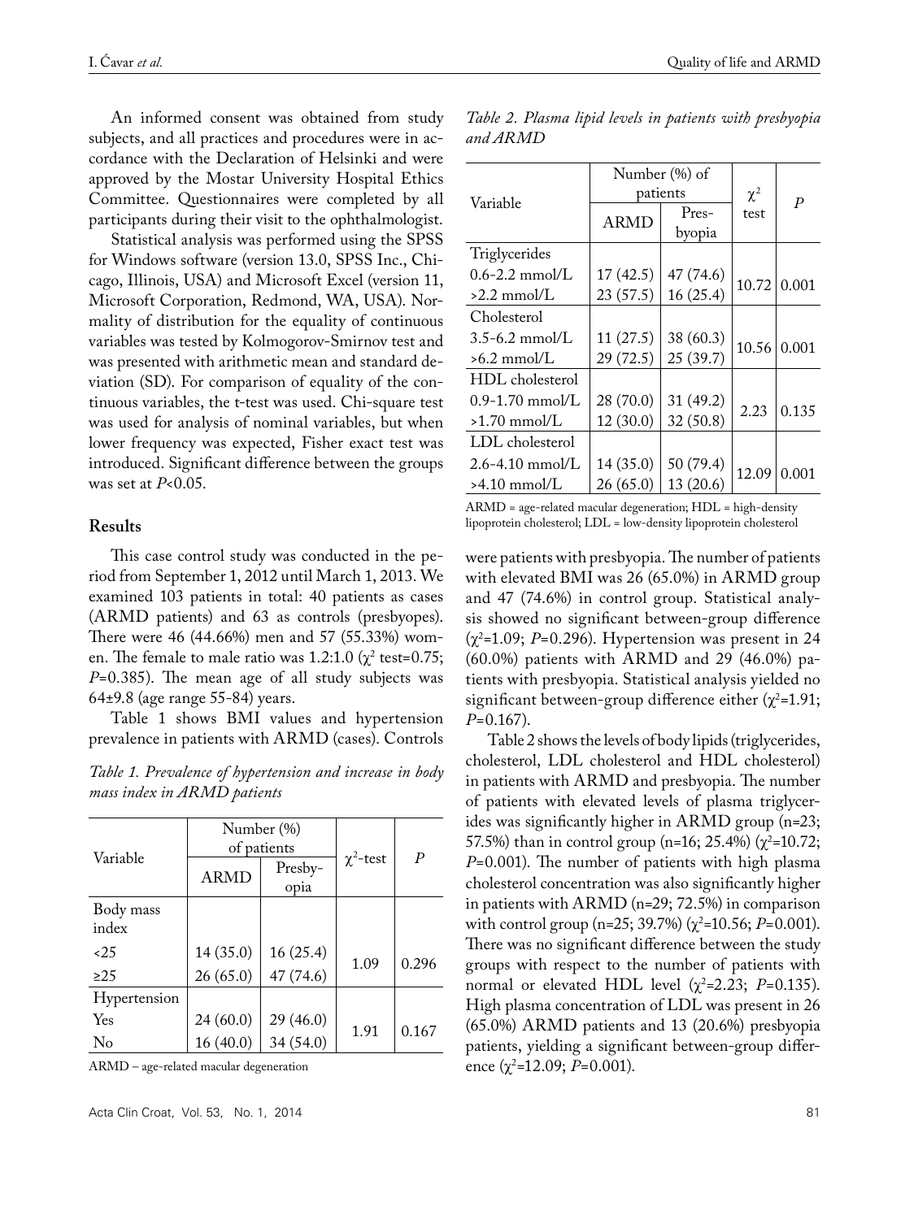An informed consent was obtained from study subjects, and all practices and procedures were in accordance with the Declaration of Helsinki and were approved by the Mostar University Hospital Ethics Committee. Questionnaires were completed by all participants during their visit to the ophthalmologist.

Statistical analysis was performed using the SPSS for Windows software (version 13.0, SPSS Inc., Chicago, Illinois, USA) and Microsoft Excel (version 11, Microsoft Corporation, Redmond, WA, USA). Normality of distribution for the equality of continuous variables was tested by Kolmogorov-Smirnov test and was presented with arithmetic mean and standard deviation (SD). For comparison of equality of the continuous variables, the t-test was used. Chi-square test was used for analysis of nominal variables, but when lower frequency was expected, Fisher exact test was introduced. Significant difference between the groups was set at $P<0.05$.

## Results

This case control study was conducted in the period from September 1, 2012 until March 1, 2013. We examined 103 patients in total: 40 patients as cases (ARMD patients) and 63 as controls (presbyopes). There were 46 (44.66%) men and 57 (55.33%) women. The female to male ratio was 1.2:1.0 ($\chi^2$ test=0.75; $P=0.385$). The mean age of all study subjects was 64±9.8 (age range 55-84) years.

Table 1 shows BMI values and hypertension prevalence in patients with ARMD (cases). Controls were patients with presbyopia. The number of patients with elevated BMI was 26 (65.0%) in ARMD group and 47 (74.6%) in control group. Statistical analysis showed no significant between-group difference ($\chi^2=1.09$; $P=0.296$). Hypertension was present in 24 (60.0%) patients with ARMD and 29 (46.0%) patients with presbyopia. Statistical analysis yielded no significant between-group difference either ($\chi^2=1.91$; $P=0.167$).

*Table 1. Prevalence of hypertension and increase in body mass index in ARMD patients*

| Variable | Number (%) of patients | | $\chi^2$-test | P |
|---|---|---|---|---|
| | ARMD | Presbyopia | | |
| Body mass index | | | | |
| <25 | 14 (35.0) | 16 (25.4) | 1.09 | 0.296 |
| ≥25 | 26 (65.0) | 47 (74.6) | | |
| Hypertension | | | | |
| Yes | 24 (60.0) | 29 (46.0) | 1.91 | 0.167 |
| No | 16 (40.0) | 34 (54.0) | | |

ARMD – age-related macular degeneration

Table 2 shows the levels of body lipids (triglycerides, cholesterol, LDL cholesterol and HDL cholesterol) in patients with ARMD and presbyopia. The number of patients with elevated levels of plasma triglycerides was significantly higher in ARMD group (n=23; 57.5%) than in control group (n=16; 25.4%) ($\chi^2=10.72$; $P=0.001$). The number of patients with high plasma cholesterol concentration was also significantly higher in patients with ARMD (n=29; 72.5%) in comparison with control group (n=25; 39.7%) ($\chi^2=10.56$; $P=0.001$). There was no significant difference between the study groups with respect to the number of patients with normal or elevated HDL level ($\chi^2=2.23$; $P=0.135$). High plasma concentration of LDL was present in 26 (65.0%) ARMD patients and 13 (20.6%) presbyopia patients, yielding a significant between-group difference ($\chi^2=12.09$; $P=0.001$).

*Table 2. Plasma lipid levels in patients with presbyopia and ARMD*

| Variable | Number (%) of patients | | $\chi^2$ test | P |
|---|---|---|---|---|
| | ARMD | Presbyopia | | |
| Triglycerides | | | | |
| 0.6-2.2 mmol/L | 17 (42.5) | 47 (74.6) | 10.72 | 0.001 |
| >2.2 mmol/L | 23 (57.5) | 16 (25.4) | | |
| Cholesterol | | | | |
| 3.5-6.2 mmol/L | 11 (27.5) | 38 (60.3) | 10.56 | 0.001 |
| >6.2 mmol/L | 29 (72.5) | 25 (39.7) | | |
| HDL cholesterol | | | | |
| 0.9-1.70 mmol/L | 28 (70.0) | 31 (49.2) | 2.23 | 0.135 |
| >1.70 mmol/L | 12 (30.0) | 32 (50.8) | | |
| LDL cholesterol | | | | |
| 2.6-4.10 mmol/L | 14 (35.0) | 50 (79.4) | 12.09 | 0.001 |
| >4.10 mmol/L | 26 (65.0) | 13 (20.6) | | |

ARMD = age-related macular degeneration; HDL = high-density lipoprotein cholesterol; LDL = low-density lipoprotein cholesterol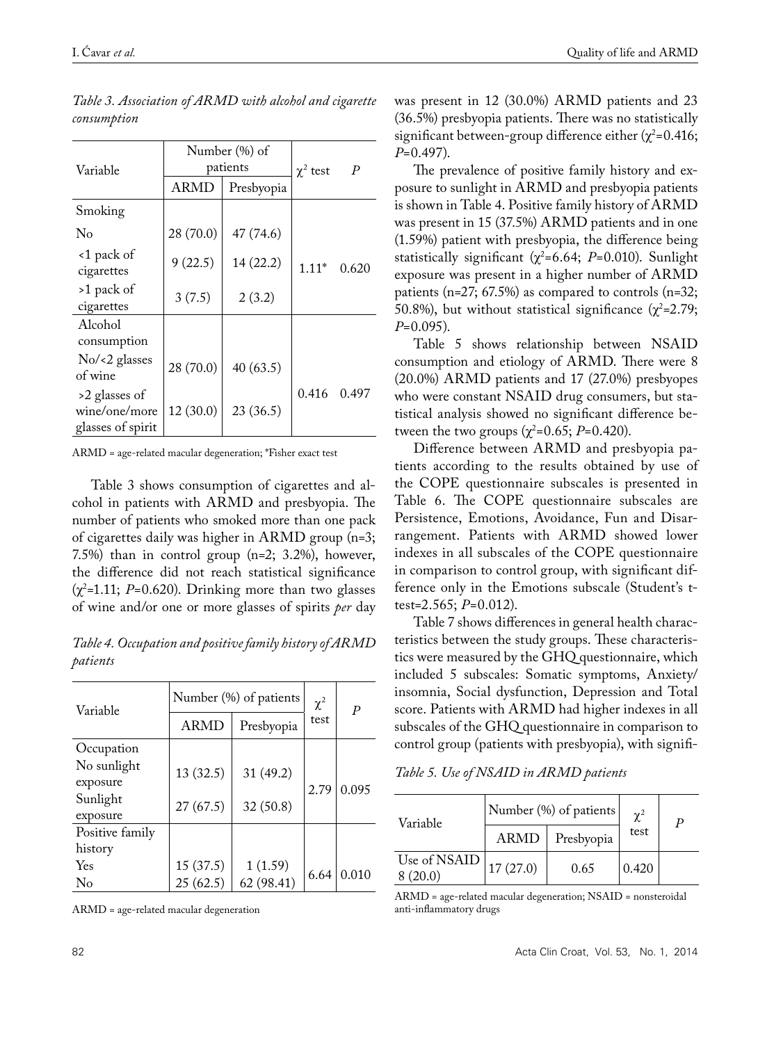*Table 3. Association of ARMD with alcohol and cigarette consumption*

| Variable | Number (%) of patients | | $\chi^2$ test | *P* |
|---|---|---|---|---|
| | ARMD | Presbyopia | | |
| Smoking | | | | |
| No | 28 (70.0) | 47 (74.6) | | |
| <1 pack of cigarettes | 9 (22.5) | 14 (22.2) | 1.11* | 0.620 |
| >1 pack of cigarettes | 3 (7.5) | 2 (3.2) | | |
| Alcohol consumption | | | | |
| No/<2 glasses of wine | 28 (70.0) | 40 (63.5) | 0.416 | 0.497 |
| >2 glasses of wine/one/more glasses of spirit | 12 (30.0) | 23 (36.5) | | |

ARMD = age-related macular degeneration; *Fisher exact test

Table 3 shows consumption of cigarettes and alcohol in patients with ARMD and presbyopia. The number of patients who smoked more than one pack of cigarettes daily was higher in ARMD group (n=3; 7.5%) than in control group (n=2; 3.2%), however, the difference did not reach statistical significance ($\chi^2$=1.11; *P*=0.620). Drinking more than two glasses of wine and/or one or more glasses of spirits *per* day was present in 12 (30.0%) ARMD patients and 23 (36.5%) presbyopia patients. There was no statistically significant between-group difference either ($\chi^2$=0.416; *P*=0.497).

The prevalence of positive family history and exposure to sunlight in ARMD and presbyopia patients is shown in Table 4. Positive family history of ARMD was present in 15 (37.5%) ARMD patients and in one (1.59%) patient with presbyopia, the difference being statistically significant ($\chi^2$=6.64; *P*=0.010). Sunlight exposure was present in a higher number of ARMD patients (n=27; 67.5%) as compared to controls (n=32; 50.8%), but without statistical significance ($\chi^2$=2.79; *P*=0.095).

*Table 4. Occupation and positive family history of ARMD patients*

| Variable | Number (%) of patients | | $\chi^2$ test | *P* |
|---|---|---|---|---|
| | ARMD | Presbyopia | | |
| Occupation | | | | |
| No sunlight exposure | 13 (32.5) | 31 (49.2) | 2.79 | 0.095 |
| Sunlight exposure | 27 (67.5) | 32 (50.8) | | |
| Positive family history | | | | |
| Yes | 15 (37.5) | 1 (1.59) | 6.64 | 0.010 |
| No | 25 (62.5) | 62 (98.41) | | |

ARMD = age-related macular degeneration

Table 5 shows relationship between NSAID consumption and etiology of ARMD. There were 8 (20.0%) ARMD patients and 17 (27.0%) presbyopes who were constant NSAID drug consumers, but statistical analysis showed no significant difference between the two groups ($\chi^2$=0.65; *P*=0.420).

Difference between ARMD and presbyopia patients according to the results obtained by use of the COPE questionnaire subscales is presented in Table 6. The COPE questionnaire subscales are Persistence, Emotions, Avoidance, Fun and Disarrangement. Patients with ARMD showed lower indexes in all subscales of the COPE questionnaire in comparison to control group, with significant difference only in the Emotions subscale (Student's t-test=2.565; *P*=0.012).

Table 7 shows differences in general health characteristics between the study groups. These characteristics were measured by the GHQ questionnaire, which included 5 subscales: Somatic symptoms, Anxiety/insomnia, Social dysfunction, Depression and Total score. Patients with ARMD had higher indexes in all subscales of the GHQ questionnaire in comparison to control group (patients with presbyopia), with signifi-

*Table 5. Use of NSAID in ARMD patients*

| Variable | Number (%) of patients | | $\chi^2$ test | *P* |
|---|---|---|---|---|
| | ARMD | Presbyopia | | |
| Use of NSAID 8 (20.0) | 17 (27.0) | 0.65 | 0.420 | |

ARMD = age-related macular degeneration; NSAID = nonsteroidal anti-inflammatory drugs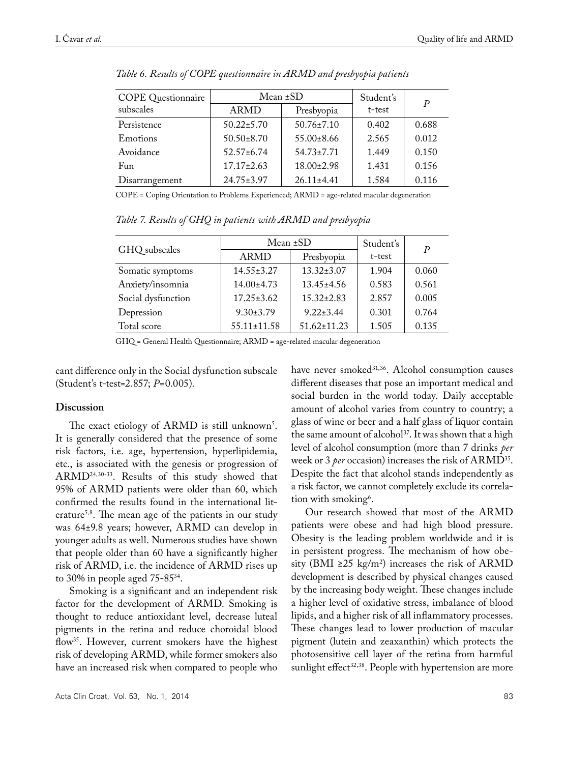*Table 6. Results of COPE questionnaire in ARMD and presbyopia patients*

| COPE Questionnaire subscales | Mean ±SD | | Student's t-test | *P* |
|---|---|---|---|---|
| | ARMD | Presbyopia | | |
| Persistence | 50.22±5.70 | 50.76±7.10 | 0.402 | 0.688 |
| Emotions | 50.50±8.70 | 55.00±8.66 | 2.565 | 0.012 |
| Avoidance | 52.57±6.74 | 54.73±7.71 | 1.449 | 0.150 |
| Fun | 17.17±2.63 | 18.00±2.98 | 1.431 | 0.156 |
| Disarrangement | 24.75±3.97 | 26.11±4.41 | 1.584 | 0.116 |

COPE = Coping Orientation to Problems Experienced; ARMD = age-related macular degeneration

*Table 7. Results of GHQ in patients with ARMD and presbyopia*

| GHQ subscales | Mean ±SD | | Student's t-test | *P* |
|---|---|---|---|---|
| | ARMD | Presbyopia | | |
| Somatic symptoms | 14.55±3.27 | 13.32±3.07 | 1.904 | 0.060 |
| Anxiety/insomnia | 14.00±4.73 | 13.45±4.56 | 0.583 | 0.561 |
| Social dysfunction | 17.25±3.62 | 15.32±2.83 | 2.857 | 0.005 |
| Depression | 9.30±3.79 | 9.22±3.44 | 0.301 | 0.764 |
| Total score | 55.11±11.58 | 51.62±11.23 | 1.505 | 0.135 |

GHQ = General Health Questionnaire; ARMD = age-related macular degeneration

cant difference only in the Social dysfunction subscale (Student's t-test=2.857; *P*=0.005).

## Discussion

The exact etiology of ARMD is still unknown[5]. It is generally considered that the presence of some risk factors, i.e. age, hypertension, hyperlipidemia, etc., is associated with the genesis or progression of ARMD[24,30-33]. Results of this study showed that 95% of ARMD patients were older than 60, which confirmed the results found in the international literature[5,8]. The mean age of the patients in our study was 64±9.8 years; however, ARMD can develop in younger adults as well. Numerous studies have shown that people older than 60 have a significantly higher risk of ARMD, i.e. the incidence of ARMD rises up to 30% in people aged 75-85[34].

Smoking is a significant and an independent risk factor for the development of ARMD. Smoking is thought to reduce antioxidant level, decrease luteal pigments in the retina and reduce choroidal blood flow[35]. However, current smokers have the highest risk of developing ARMD, while former smokers also have an increased risk when compared to people who have never smoked[31,36]. Alcohol consumption causes different diseases that pose an important medical and social burden in the world today. Daily acceptable amount of alcohol varies from country to country; a glass of wine or beer and a half glass of liquor contain the same amount of alcohol[37]. It was shown that a high level of alcohol consumption (more than 7 drinks *per* week or 3 *per* occasion) increases the risk of ARMD[35]. Despite the fact that alcohol stands independently as a risk factor, we cannot completely exclude its correlation with smoking[6].

Our research showed that most of the ARMD patients were obese and had high blood pressure. Obesity is the leading problem worldwide and it is in persistent progress. The mechanism of how obesity (BMI $\geq$25 kg/m$^2$) increases the risk of ARMD development is described by physical changes caused by the increasing body weight. These changes include a higher level of oxidative stress, imbalance of blood lipids, and a higher risk of all inflammatory processes. These changes lead to lower production of macular pigment (lutein and zeaxanthin) which protects the photosensitive cell layer of the retina from harmful sunlight effect[32,38]. People with hypertension are more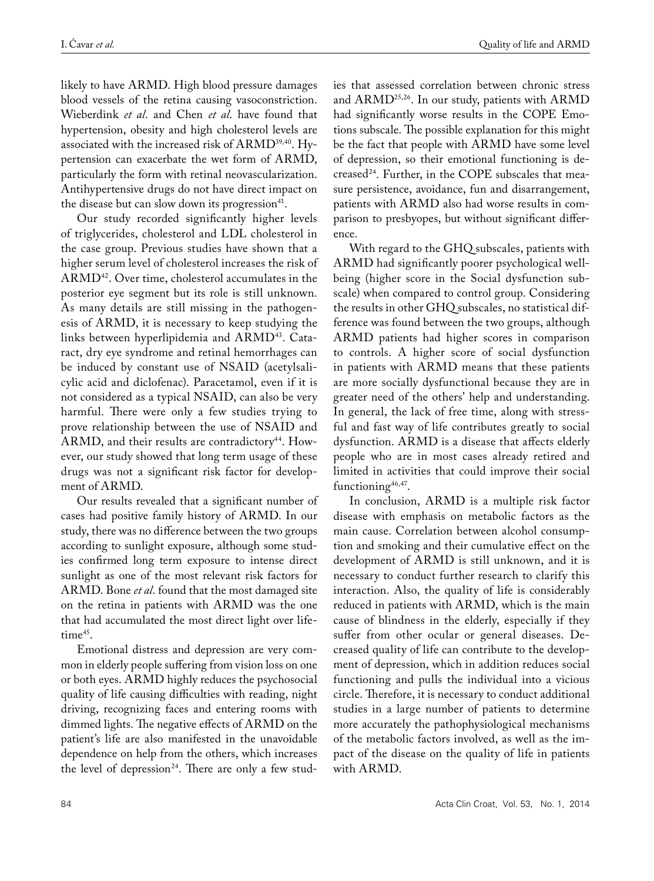likely to have ARMD. High blood pressure damages blood vessels of the retina causing vasoconstriction. Wieberdink *et al*. and Chen *et al*. have found that hypertension, obesity and high cholesterol levels are associated with the increased risk of ARMD[39,40]. Hypertension can exacerbate the wet form of ARMD, particularly the form with retinal neovascularization. Antihypertensive drugs do not have direct impact on the disease but can slow down its progression[41].

Our study recorded significantly higher levels of triglycerides, cholesterol and LDL cholesterol in the case group. Previous studies have shown that a higher serum level of cholesterol increases the risk of ARMD[42]. Over time, cholesterol accumulates in the posterior eye segment but its role is still unknown. As many details are still missing in the pathogenesis of ARMD, it is necessary to keep studying the links between hyperlipidemia and ARMD[43]. Cataract, dry eye syndrome and retinal hemorrhages can be induced by constant use of NSAID (acetylsalicylic acid and diclofenac). Paracetamol, even if it is not considered as a typical NSAID, can also be very harmful. There were only a few studies trying to prove relationship between the use of NSAID and ARMD, and their results are contradictory[44]. However, our study showed that long term usage of these drugs was not a significant risk factor for development of ARMD.

Our results revealed that a significant number of cases had positive family history of ARMD. In our study, there was no difference between the two groups according to sunlight exposure, although some studies confirmed long term exposure to intense direct sunlight as one of the most relevant risk factors for ARMD. Bone *et al*. found that the most damaged site on the retina in patients with ARMD was the one that had accumulated the most direct light over lifetime[45].

Emotional distress and depression are very common in elderly people suffering from vision loss on one or both eyes. ARMD highly reduces the psychosocial quality of life causing difficulties with reading, night driving, recognizing faces and entering rooms with dimmed lights. The negative effects of ARMD on the patient's life are also manifested in the unavoidable dependence on help from the others, which increases the level of depression[24]. There are only a few studies that assessed correlation between chronic stress and ARMD[25,26]. In our study, patients with ARMD had significantly worse results in the COPE Emotions subscale. The possible explanation for this might be the fact that people with ARMD have some level of depression, so their emotional functioning is decreased[24]. Further, in the COPE subscales that measure persistence, avoidance, fun and disarrangement, patients with ARMD also had worse results in comparison to presbyopes, but without significant difference.

With regard to the GHQ subscales, patients with ARMD had significantly poorer psychological wellbeing (higher score in the Social dysfunction subscale) when compared to control group. Considering the results in other GHQ subscales, no statistical difference was found between the two groups, although ARMD patients had higher scores in comparison to controls. A higher score of social dysfunction in patients with ARMD means that these patients are more socially dysfunctional because they are in greater need of the others' help and understanding. In general, the lack of free time, along with stressful and fast way of life contributes greatly to social dysfunction. ARMD is a disease that affects elderly people who are in most cases already retired and limited in activities that could improve their social functioning[46,47].

In conclusion, ARMD is a multiple risk factor disease with emphasis on metabolic factors as the main cause. Correlation between alcohol consumption and smoking and their cumulative effect on the development of ARMD is still unknown, and it is necessary to conduct further research to clarify this interaction. Also, the quality of life is considerably reduced in patients with ARMD, which is the main cause of blindness in the elderly, especially if they suffer from other ocular or general diseases. Decreased quality of life can contribute to the development of depression, which in addition reduces social functioning and pulls the individual into a vicious circle. Therefore, it is necessary to conduct additional studies in a large number of patients to determine more accurately the pathophysiological mechanisms of the metabolic factors involved, as well as the impact of the disease on the quality of life in patients with ARMD.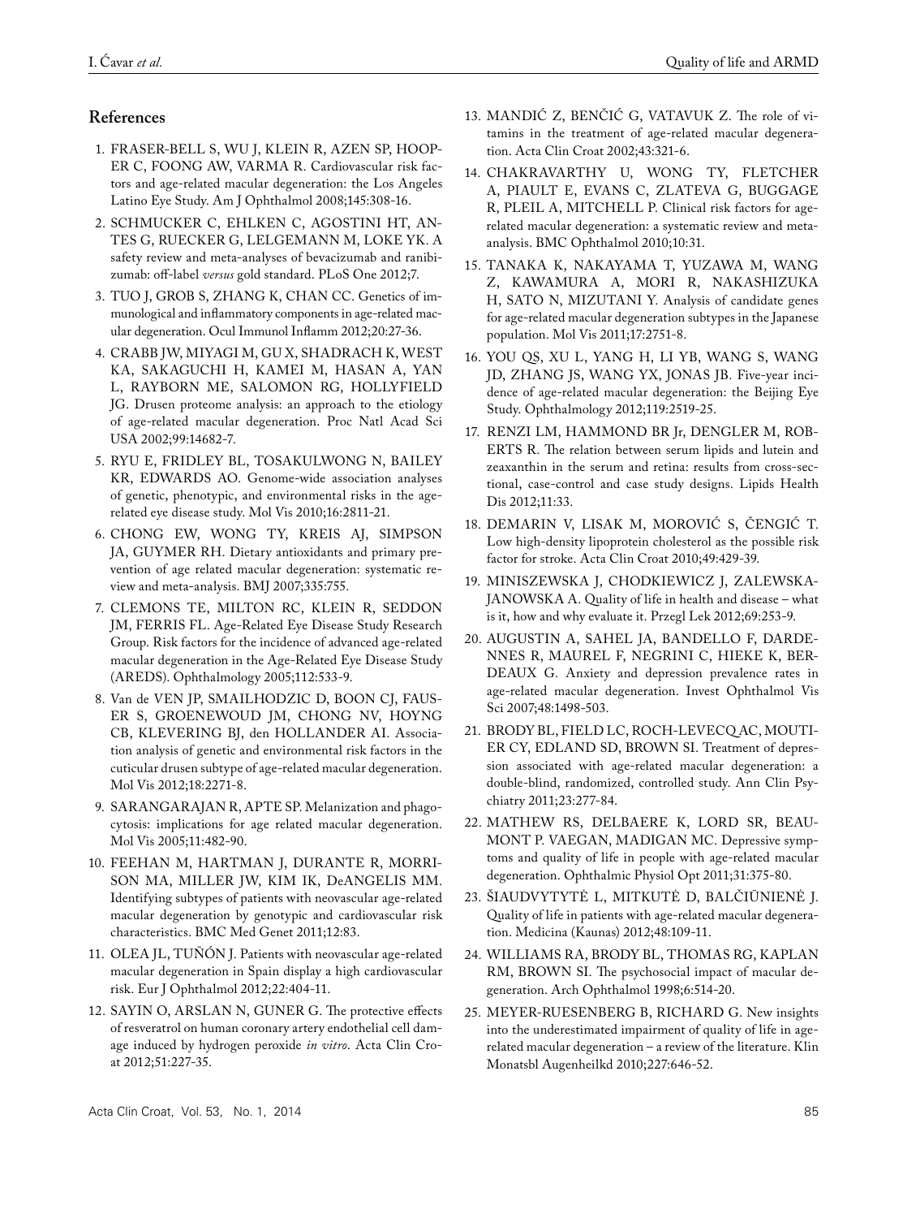## References

1. FRASER-BELL S, WU J, KLEIN R, AZEN SP, HOOPER C, FOONG AW, VARMA R. Cardiovascular risk factors and age-related macular degeneration: the Los Angeles Latino Eye Study. Am J Ophthalmol 2008;145:308-16.
2. SCHMUCKER C, EHLKEN C, AGOSTINI HT, ANTES G, RUECKER G, LELGEMANN M, LOKE YK. A safety review and meta-analyses of bevacizumab and ranibizumab: off-label *versus* gold standard. PLoS One 2012;7.
3. TUO J, GROB S, ZHANG K, CHAN CC. Genetics of immunological and inflammatory components in age-related macular degeneration. Ocul Immunol Inflamm 2012;20:27-36.
4. CRABB JW, MIYAGI M, GU X, SHADRACH K, WEST KA, SAKAGUCHI H, KAMEI M, HASAN A, YAN L, RAYBORN ME, SALOMON RG, HOLLYFIELD JG. Drusen proteome analysis: an approach to the etiology of age-related macular degeneration. Proc Natl Acad Sci USA 2002;99:14682-7.
5. RYU E, FRIDLEY BL, TOSAKULWONG N, BAILEY KR, EDWARDS AO. Genome-wide association analyses of genetic, phenotypic, and environmental risks in the age-related eye disease study. Mol Vis 2010;16:2811-21.
6. CHONG EW, WONG TY, KREIS AJ, SIMPSON JA, GUYMER RH. Dietary antioxidants and primary prevention of age related macular degeneration: systematic review and meta-analysis. BMJ 2007;335:755.
7. CLEMONS TE, MILTON RC, KLEIN R, SEDDON JM, FERRIS FL. Age-Related Eye Disease Study Research Group. Risk factors for the incidence of advanced age-related macular degeneration in the Age-Related Eye Disease Study (AREDS). Ophthalmology 2005;112:533-9.
8. Van de VEN JP, SMAILHODZIC D, BOON CJ, FAUSER S, GROENEWOUD JM, CHONG NV, HOYNG CB, KLEVERING BJ, den HOLLANDER AI. Association analysis of genetic and environmental risk factors in the cuticular drusen subtype of age-related macular degeneration. Mol Vis 2012;18:2271-8.
9. SARANGARAJAN R, APTE SP. Melanization and phagocytosis: implications for age related macular degeneration. Mol Vis 2005;11:482-90.
10. FEEHAN M, HARTMAN J, DURANTE R, MORRISON MA, MILLER JW, KIM IK, DeANGELIS MM. Identifying subtypes of patients with neovascular age-related macular degeneration by genotypic and cardiovascular risk characteristics. BMC Med Genet 2011;12:83.
11. OLEA JL, TUÑÓN J. Patients with neovascular age-related macular degeneration in Spain display a high cardiovascular risk. Eur J Ophthalmol 2012;22:404-11.
12. SAYIN O, ARSLAN N, GUNER G. The protective effects of resveratrol on human coronary artery endothelial cell damage induced by hydrogen peroxide *in vitro*. Acta Clin Croat 2012;51:227-35.
13. MANDIĆ Z, BENČIĆ G, VATAVUK Z. The role of vitamins in the treatment of age-related macular degeneration. Acta Clin Croat 2002;43:321-6.
14. CHAKRAVARTHY U, WONG TY, FLETCHER A, PIAULT E, EVANS C, ZLATEVA G, BUGGAGE R, PLEIL A, MITCHELL P. Clinical risk factors for age-related macular degeneration: a systematic review and meta-analysis. BMC Ophthalmol 2010;10:31.
15. TANAKA K, NAKAYAMA T, YUZAWA M, WANG Z, KAWAMURA A, MORI R, NAKASHIZUKA H, SATO N, MIZUTANI Y. Analysis of candidate genes for age-related macular degeneration subtypes in the Japanese population. Mol Vis 2011;17:2751-8.
16. YOU QS, XU L, YANG H, LI YB, WANG S, WANG JD, ZHANG JS, WANG YX, JONAS JB. Five-year incidence of age-related macular degeneration: the Beijing Eye Study. Ophthalmology 2012;119:2519-25.
17. RENZI LM, HAMMOND BR Jr, DENGLER M, ROBERTS R. The relation between serum lipids and lutein and zeaxanthin in the serum and retina: results from cross-sectional, case-control and case study designs. Lipids Health Dis 2012;11:33.
18. DEMARIN V, LISAK M, MOROVIĆ S, ČENGIĆ T. Low high-density lipoprotein cholesterol as the possible risk factor for stroke. Acta Clin Croat 2010;49:429-39.
19. MINISZEWSKA J, CHODKIEWICZ J, ZALEWSKA-JANOWSKA A. Quality of life in health and disease – what is it, how and why evaluate it. Przegl Lek 2012;69:253-9.
20. AUGUSTIN A, SAHEL JA, BANDELLO F, DARDENNES R, MAUREL F, NEGRINI C, HIEKE K, BERDEAUX G. Anxiety and depression prevalence rates in age-related macular degeneration. Invest Ophthalmol Vis Sci 2007;48:1498-503.
21. BRODY BL, FIELD LC, ROCH-LEVECQ AC, MOUTIER CY, EDLAND SD, BROWN SI. Treatment of depression associated with age-related macular degeneration: a double-blind, randomized, controlled study. Ann Clin Psychiatry 2011;23:277-84.
22. MATHEW RS, DELBAERE K, LORD SR, BEAUMONT P. VAEGAN, MADIGAN MC. Depressive symptoms and quality of life in people with age-related macular degeneration. Ophthalmic Physiol Opt 2011;31:375-80.
23. ŠIAUDVYTYTĖ L, MITKUTĖ D, BALČIŪNIENĖ J. Quality of life in patients with age-related macular degeneration. Medicina (Kaunas) 2012;48:109-11.
24. WILLIAMS RA, BRODY BL, THOMAS RG, KAPLAN RM, BROWN SI. The psychosocial impact of macular degeneration. Arch Ophthalmol 1998;6:514-20.
25. MEYER-RUESENBERG B, RICHARD G. New insights into the underestimated impairment of quality of life in age-related macular degeneration – a review of the literature. Klin Monatsbl Augenheilkd 2010;227:646-52.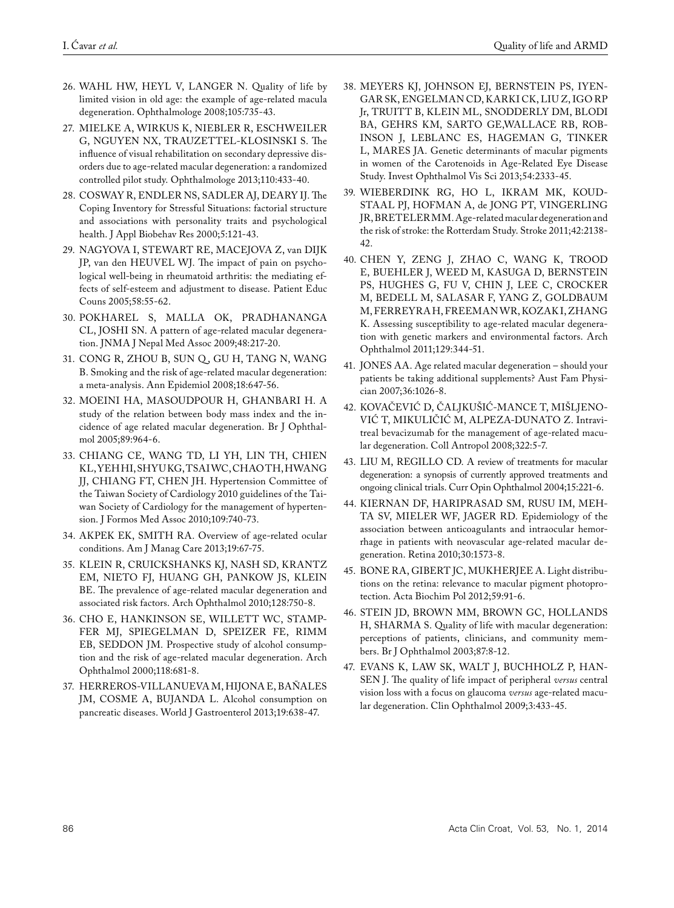26. WAHL HW, HEYL V, LANGER N. Quality of life by limited vision in old age: the example of age-related macula degeneration. Ophthalmologe 2008;105:735-43.
27. MIELKE A, WIRKUS K, NIEBLER R, ESCHWEILER G, NGUYEN NX, TRAUZETTEL-KLOSINSKI S. The influence of visual rehabilitation on secondary depressive disorders due to age-related macular degeneration: a randomized controlled pilot study. Ophthalmologe 2013;110:433-40.
28. COSWAY R, ENDLER NS, SADLER AJ, DEARY IJ. The Coping Inventory for Stressful Situations: factorial structure and associations with personality traits and psychological health. J Appl Biobehav Res 2000;5:121-43.
29. NAGYOVA I, STEWART RE, MACEJOVA Z, van DIJK JP, van den HEUVEL WJ. The impact of pain on psychological well-being in rheumatoid arthritis: the mediating effects of self-esteem and adjustment to disease. Patient Educ Couns 2005;58:55-62.
30. POKHAREL S, MALLA OK, PRADHANANGA CL, JOSHI SN. A pattern of age-related macular degeneration. JNMA J Nepal Med Assoc 2009;48:217-20.
31. CONG R, ZHOU B, SUN Q, GU H, TANG N, WANG B. Smoking and the risk of age-related macular degeneration: a meta-analysis. Ann Epidemiol 2008;18:647-56.
32. MOEINI HA, MASOUDPOUR H, GHANBARI H. A study of the relation between body mass index and the incidence of age related macular degeneration. Br J Ophthalmol 2005;89:964-6.
33. CHIANG CE, WANG TD, LI YH, LIN TH, CHIEN KL, YEH HI, SHYU KG, TSAI WC, CHAO TH, HWANG JJ, CHIANG FT, CHEN JH. Hypertension Committee of the Taiwan Society of Cardiology 2010 guidelines of the Taiwan Society of Cardiology for the management of hypertension. J Formos Med Assoc 2010;109:740-73.
34. AKPEK EK, SMITH RA. Overview of age-related ocular conditions. Am J Manag Care 2013;19:67-75.
35. KLEIN R, CRUICKSHANKS KJ, NASH SD, KRANTZ EM, NIETO FJ, HUANG GH, PANKOW JS, KLEIN BE. The prevalence of age-related macular degeneration and associated risk factors. Arch Ophthalmol 2010;128:750-8.
36. CHO E, HANKINSON SE, WILLETT WC, STAMPFER MJ, SPIEGELMAN D, SPEIZER FE, RIMM EB, SEDDON JM. Prospective study of alcohol consumption and the risk of age-related macular degeneration. Arch Ophthalmol 2000;118:681-8.
37. HERREROS-VILLANUEVA M, HIJONA E, BAÑALES JM, COSME A, BUJANDA L. Alcohol consumption on pancreatic diseases. World J Gastroenterol 2013;19:638-47.
38. MEYERS KJ, JOHNSON EJ, BERNSTEIN PS, IYENGAR SK, ENGELMAN CD, KARKI CK, LIU Z, IGO RP Jr, TRUITT B, KLEIN ML, SNODDERLY DM, BLODI BA, GEHRS KM, SARTO GE,WALLACE RB, ROBINSON J, LEBLANC ES, HAGEMAN G, TINKER L, MARES JA. Genetic determinants of macular pigments in women of the Carotenoids in Age-Related Eye Disease Study. Invest Ophthalmol Vis Sci 2013;54:2333-45.
39. WIEBERDINK RG, HO L, IKRAM MK, KOUDSTAAL PJ, HOFMAN A, de JONG PT, VINGERLING JR, BRETELER MM. Age-related macular degeneration and the risk of stroke: the Rotterdam Study. Stroke 2011;42:2138-42.
40. CHEN Y, ZENG J, ZHAO C, WANG K, TROOD E, BUEHLER J, WEED M, KASUGA D, BERNSTEIN PS, HUGHES G, FU V, CHIN J, LEE C, CROCKER M, BEDELL M, SALASAR F, YANG Z, GOLDBAUM M, FERREYRA H, FREEMAN WR, KOZAK I, ZHANG K. Assessing susceptibility to age-related macular degeneration with genetic markers and environmental factors. Arch Ophthalmol 2011;129:344-51.
41. JONES AA. Age related macular degeneration – should your patients be taking additional supplements? Aust Fam Physician 2007;36:1026-8.
42. KOVAČEVIĆ D, ČALJKUŠIĆ-MANCE T, MIŠLJENOVIĆ T, MIKULIČIĆ M, ALPEZA-DUNATO Z. Intravitreal bevacizumab for the management of age-related macular degeneration. Coll Antropol 2008;322:5-7.
43. LIU M, REGILLO CD. A review of treatments for macular degeneration: a synopsis of currently approved treatments and ongoing clinical trials. Curr Opin Ophthalmol 2004;15:221-6.
44. KIERNAN DF, HARIPRASAD SM, RUSU IM, MEHTA SV, MIELER WF, JAGER RD. Epidemiology of the association between anticoagulants and intraocular hemorrhage in patients with neovascular age-related macular degeneration. Retina 2010;30:1573-8.
45. BONE RA, GIBERT JC, MUKHERJEE A. Light distributions on the retina: relevance to macular pigment photoprotection. Acta Biochim Pol 2012;59:91-6.
46. STEIN JD, BROWN MM, BROWN GC, HOLLANDS H, SHARMA S. Quality of life with macular degeneration: perceptions of patients, clinicians, and community members. Br J Ophthalmol 2003;87:8-12.
47. EVANS K, LAW SK, WALT J, BUCHHOLZ P, HANSEN J. The quality of life impact of peripheral *versus* central vision loss with a focus on glaucoma *versus* age-related macular degeneration. Clin Ophthalmol 2009;3:433-45.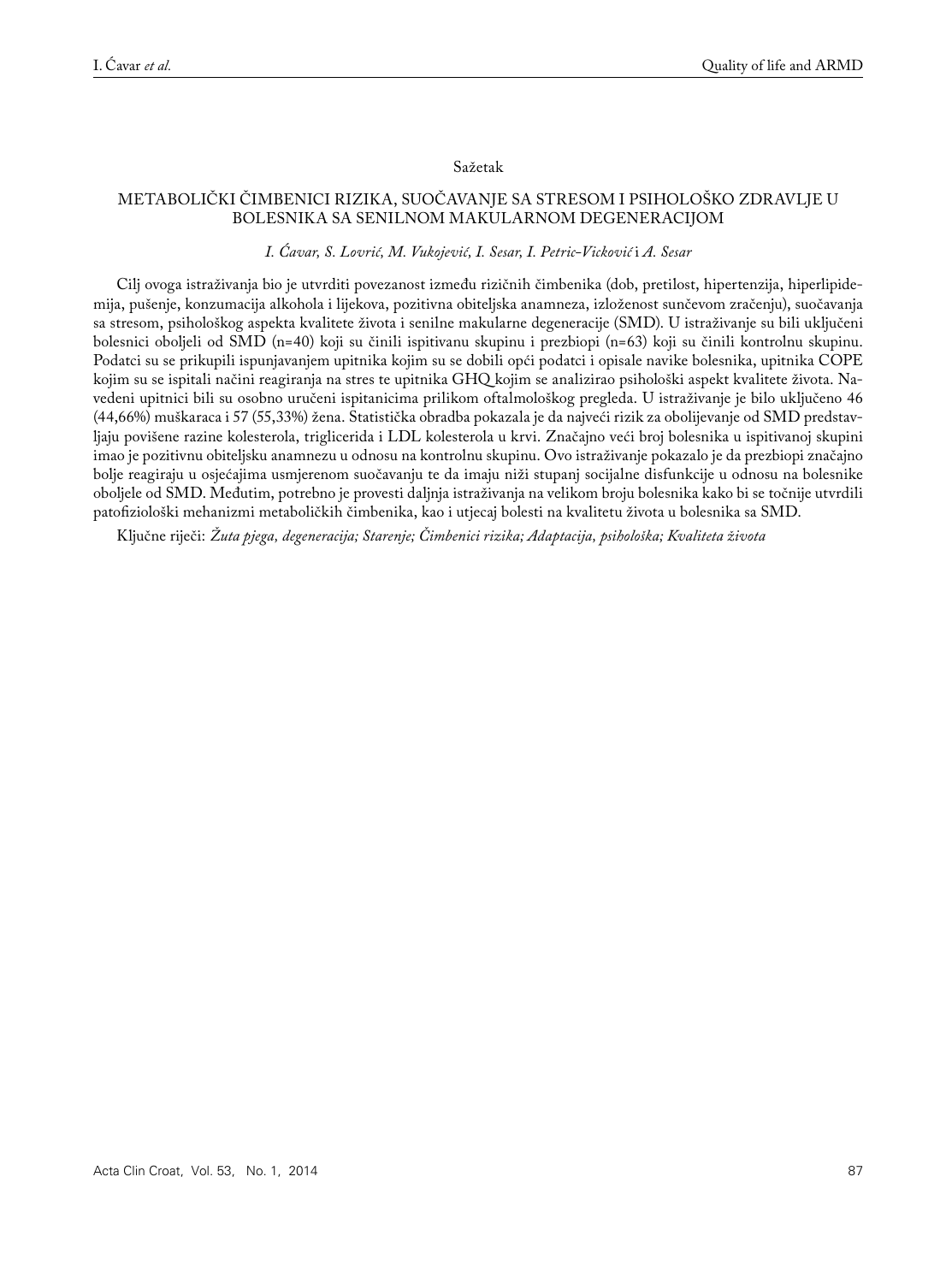Sažetak

## METABOLIČKI ČIMBENICI RIZIKA, SUOČAVANJE SA STRESOM I PSIHOLOŠKO ZDRAVLJE U BOLESNIKA SA SENILNOM MAKULARNOM DEGENERACIJOM

*I. Ćavar, S. Lovrić, M. Vukojević, I. Sesar, I. Petric-Vicković* i *A. Sesar*

Cilj ovoga istraživanja bio je utvrditi povezanost između rizičnih čimbenika (dob, pretilost, hipertenzija, hiperlipidemija, pušenje, konzumacija alkohola i lijekova, pozitivna obiteljska anamneza, izloženost sunčevom zračenju), suočavanja sa stresom, psihološkog aspekta kvalitete života i senilne makularne degeneracije (SMD). U istraživanje su bili uključeni bolesnici oboljeli od SMD (n=40) koji su činili ispitivanu skupinu i prezbiopi (n=63) koji su činili kontrolnu skupinu. Podatci su se prikupili ispunjavanjem upitnika kojim su se dobili opći podatci i opisale navike bolesnika, upitnika COPE kojim su se ispitali načini reagiranja na stres te upitnika GHQ kojim se analizirao psihološki aspekt kvalitete života. Navedeni upitnici bili su osobno uručeni ispitanicima prilikom oftalmološkog pregleda. U istraživanje je bilo uključeno 46 (44,66%) muškaraca i 57 (55,33%) žena. Statistička obradba pokazala je da najveći rizik za obolijevanje od SMD predstavljaju povišene razine kolesterola, triglicerida i LDL kolesterola u krvi. Značajno veći broj bolesnika u ispitivanoj skupini imao je pozitivnu obiteljsku anamnezu u odnosu na kontrolnu skupinu. Ovo istraživanje pokazalo je da prezbiopi značajno bolje reagiraju u osjećajima usmjerenom suočavanju te da imaju niži stupanj socijalne disfunkcije u odnosu na bolesnike oboljele od SMD. Međutim, potrebno je provesti daljnja istraživanja na velikom broju bolesnika kako bi se točnije utvrdili patofiziološki mehanizmi metaboličkih čimbenika, kao i utjecaj bolesti na kvalitetu života u bolesnika sa SMD.

Ključne riječi: *Žuta pjega, degeneracija; Starenje; Čimbenici rizika; Adaptacija, psihološka; Kvaliteta života*